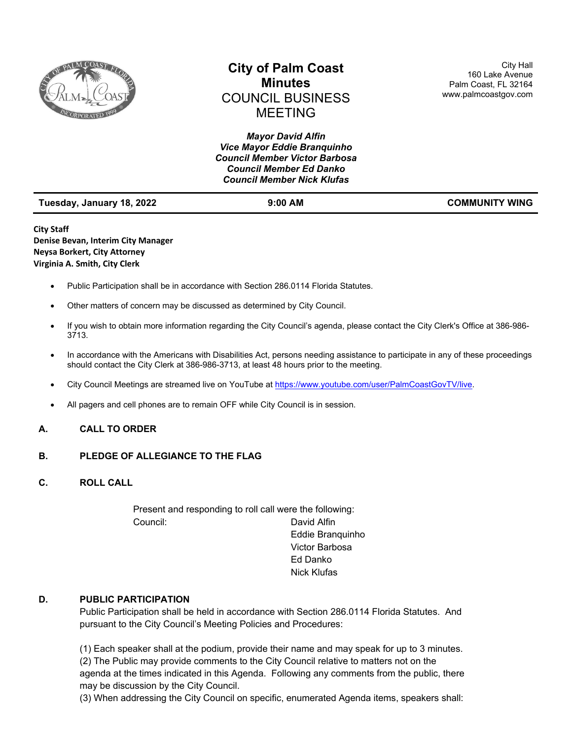# City of Palm Coast
## Minutes
## COUNCIL BUSINESS MEETING

City Hall
160 Lake Avenue
Palm Coast, FL 32164
www.palmcoastgov.com

***Mayor David Alfin***
***Vice Mayor Eddie Branquinho***
***Council Member Victor Barbosa***
***Council Member Ed Danko***
***Council Member Nick Klufas***

| **Tuesday, January 18, 2022** | **9:00 AM** | **COMMUNITY WING** |
|---|---|---|

**City Staff**
**Denise Bevan, Interim City Manager**
**Neysa Borkert, City Attorney**
**Virginia A. Smith, City Clerk**

- Public Participation shall be in accordance with Section 286.0114 Florida Statutes.
- Other matters of concern may be discussed as determined by City Council.
- If you wish to obtain more information regarding the City Council's agenda, please contact the City Clerk's Office at 386-986-3713.
- In accordance with the Americans with Disabilities Act, persons needing assistance to participate in any of these proceedings should contact the City Clerk at 386-986-3713, at least 48 hours prior to the meeting.
- City Council Meetings are streamed live on YouTube at https://www.youtube.com/user/PalmCoastGovTV/live.
- All pagers and cell phones are to remain OFF while City Council is in session.

### A. CALL TO ORDER

### B. PLEDGE OF ALLEGIANCE TO THE FLAG

### C. ROLL CALL

Present and responding to roll call were the following:

Council:
David Alfin
Eddie Branquinho
Victor Barbosa
Ed Danko
Nick Klufas

### D. PUBLIC PARTICIPATION

Public Participation shall be held in accordance with Section 286.0114 Florida Statutes. And pursuant to the City Council's Meeting Policies and Procedures:

(1) Each speaker shall at the podium, provide their name and may speak for up to 3 minutes.
(2) The Public may provide comments to the City Council relative to matters not on the agenda at the times indicated in this Agenda. Following any comments from the public, there may be discussion by the City Council.
(3) When addressing the City Council on specific, enumerated Agenda items, speakers shall: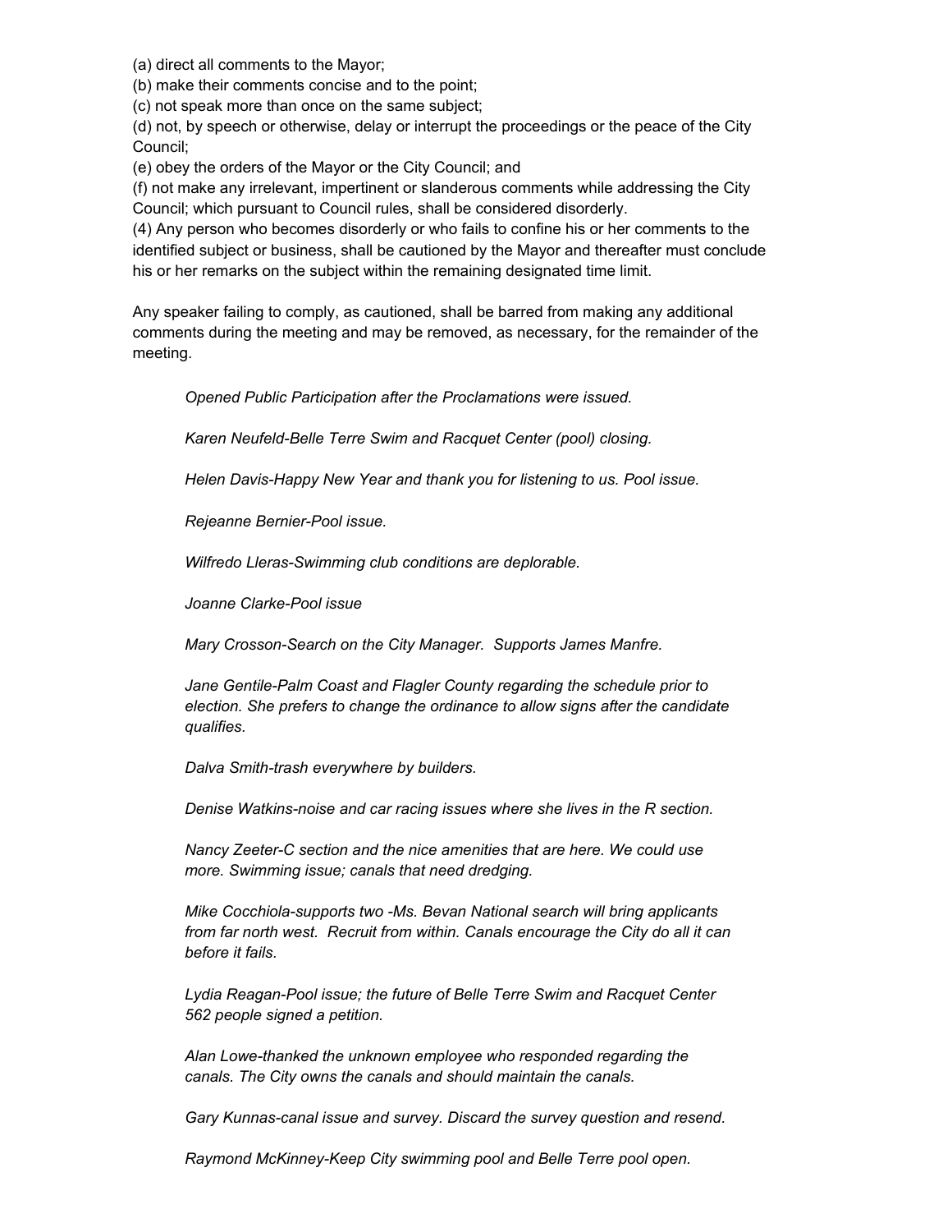(a) direct all comments to the Mayor;
(b) make their comments concise and to the point;
(c) not speak more than once on the same subject;
(d) not, by speech or otherwise, delay or interrupt the proceedings or the peace of the City Council;
(e) obey the orders of the Mayor or the City Council; and
(f) not make any irrelevant, impertinent or slanderous comments while addressing the City Council; which pursuant to Council rules, shall be considered disorderly.
(4) Any person who becomes disorderly or who fails to confine his or her comments to the identified subject or business, shall be cautioned by the Mayor and thereafter must conclude his or her remarks on the subject within the remaining designated time limit.

Any speaker failing to comply, as cautioned, shall be barred from making any additional comments during the meeting and may be removed, as necessary, for the remainder of the meeting.

*Opened Public Participation after the Proclamations were issued.*

*Karen Neufeld-Belle Terre Swim and Racquet Center (pool) closing.*

*Helen Davis-Happy New Year and thank you for listening to us. Pool issue.*

*Rejeanne Bernier-Pool issue.*

*Wilfredo Lleras-Swimming club conditions are deplorable.*

*Joanne Clarke-Pool issue*

*Mary Crosson-Search on the City Manager. Supports James Manfre.*

*Jane Gentile-Palm Coast and Flagler County regarding the schedule prior to election. She prefers to change the ordinance to allow signs after the candidate qualifies.*

*Dalva Smith-trash everywhere by builders.*

*Denise Watkins-noise and car racing issues where she lives in the R section.*

*Nancy Zeeter-C section and the nice amenities that are here. We could use more. Swimming issue; canals that need dredging.*

*Mike Cocchiola-supports two -Ms. Bevan National search will bring applicants from far north west. Recruit from within. Canals encourage the City do all it can before it fails.*

*Lydia Reagan-Pool issue; the future of Belle Terre Swim and Racquet Center 562 people signed a petition.*

*Alan Lowe-thanked the unknown employee who responded regarding the canals. The City owns the canals and should maintain the canals.*

*Gary Kunnas-canal issue and survey. Discard the survey question and resend.*

*Raymond McKinney-Keep City swimming pool and Belle Terre pool open.*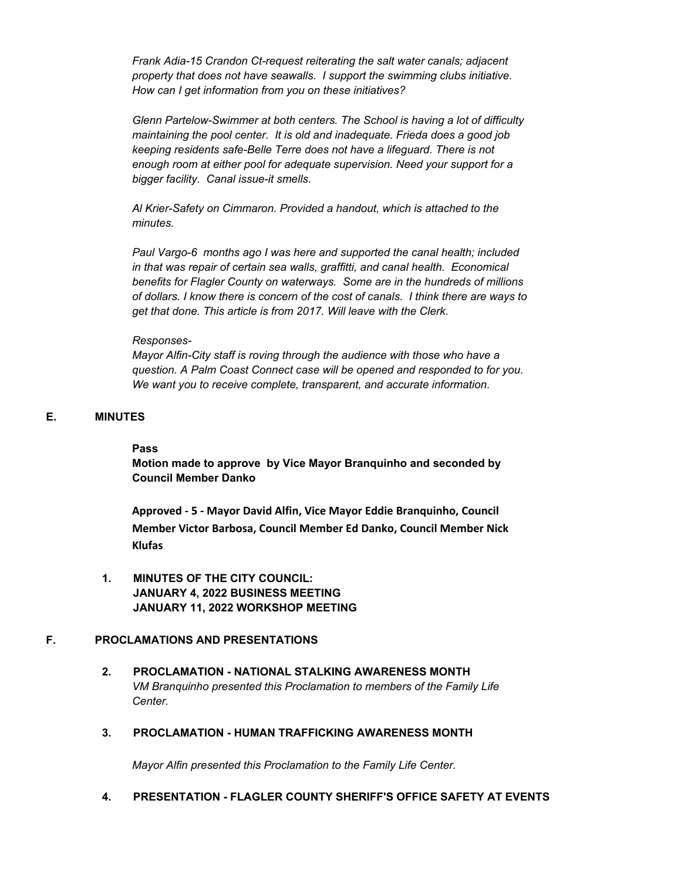*Frank Adia-15 Crandon Ct-request reiterating the salt water canals; adjacent property that does not have seawalls. I support the swimming clubs initiative. How can I get information from you on these initiatives?*

*Glenn Partelow-Swimmer at both centers. The School is having a lot of difficulty maintaining the pool center. It is old and inadequate. Frieda does a good job keeping residents safe-Belle Terre does not have a lifeguard. There is not enough room at either pool for adequate supervision. Need your support for a bigger facility. Canal issue-it smells.*

*Al Krier-Safety on Cimmaron. Provided a handout, which is attached to the minutes.*

*Paul Vargo-6 months ago I was here and supported the canal health; included in that was repair of certain sea walls, graffitti, and canal health. Economical benefits for Flagler County on waterways. Some are in the hundreds of millions of dollars. I know there is concern of the cost of canals. I think there are ways to get that done. This article is from 2017. Will leave with the Clerk.*

*Responses-*
*Mayor Alfin-City staff is roving through the audience with those who have a question. A Palm Coast Connect case will be opened and responded to for you. We want you to receive complete, transparent, and accurate information.*

## E. MINUTES

**Pass**
**Motion made to approve by Vice Mayor Branquinho and seconded by Council Member Danko**

**Approved - 5 - Mayor David Alfin, Vice Mayor Eddie Branquinho, Council Member Victor Barbosa, Council Member Ed Danko, Council Member Nick Klufas**

**1. MINUTES OF THE CITY COUNCIL:**
**JANUARY 4, 2022 BUSINESS MEETING**
**JANUARY 11, 2022 WORKSHOP MEETING**

## F. PROCLAMATIONS AND PRESENTATIONS

**2. PROCLAMATION - NATIONAL STALKING AWARENESS MONTH**
*VM Branquinho presented this Proclamation to members of the Family Life Center.*

**3. PROCLAMATION - HUMAN TRAFFICKING AWARENESS MONTH**

*Mayor Alfin presented this Proclamation to the Family Life Center.*

**4. PRESENTATION - FLAGLER COUNTY SHERIFF'S OFFICE SAFETY AT EVENTS**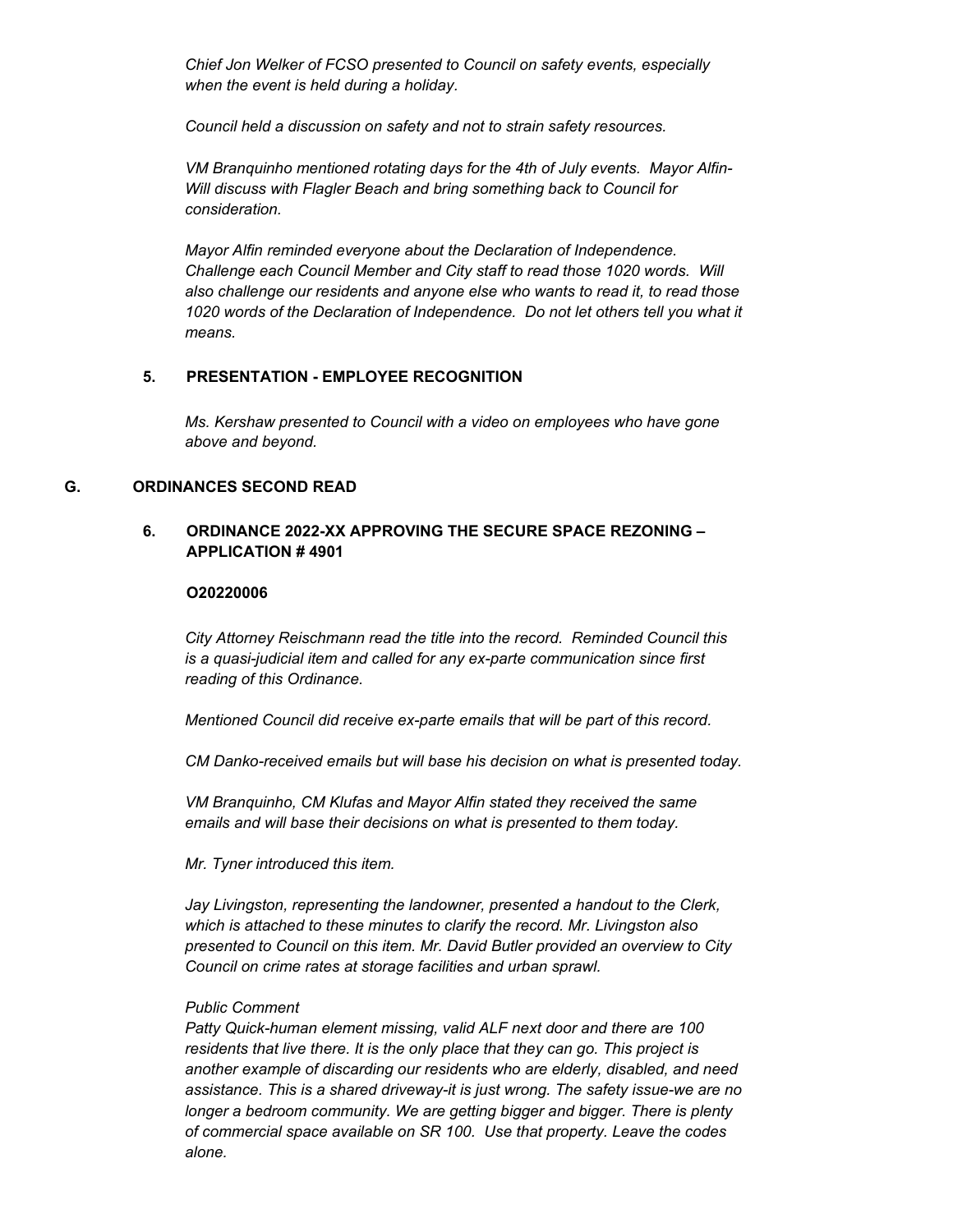*Chief Jon Welker of FCSO presented to Council on safety events, especially when the event is held during a holiday.*

*Council held a discussion on safety and not to strain safety resources.*

*VM Branquinho mentioned rotating days for the 4th of July events. Mayor Alfin-Will discuss with Flagler Beach and bring something back to Council for consideration.*

*Mayor Alfin reminded everyone about the Declaration of Independence. Challenge each Council Member and City staff to read those 1020 words. Will also challenge our residents and anyone else who wants to read it, to read those 1020 words of the Declaration of Independence. Do not let others tell you what it means.*

**5. PRESENTATION - EMPLOYEE RECOGNITION**

*Ms. Kershaw presented to Council with a video on employees who have gone above and beyond.*

## G. ORDINANCES SECOND READ

**6. ORDINANCE 2022-XX APPROVING THE SECURE SPACE REZONING – APPLICATION # 4901**

**O20220006**

*City Attorney Reischmann read the title into the record. Reminded Council this is a quasi-judicial item and called for any ex-parte communication since first reading of this Ordinance.*

*Mentioned Council did receive ex-parte emails that will be part of this record.*

*CM Danko-received emails but will base his decision on what is presented today.*

*VM Branquinho, CM Klufas and Mayor Alfin stated they received the same emails and will base their decisions on what is presented to them today.*

*Mr. Tyner introduced this item.*

*Jay Livingston, representing the landowner, presented a handout to the Clerk, which is attached to these minutes to clarify the record. Mr. Livingston also presented to Council on this item. Mr. David Butler provided an overview to City Council on crime rates at storage facilities and urban sprawl.*

*Public Comment*
*Patty Quick-human element missing, valid ALF next door and there are 100 residents that live there. It is the only place that they can go. This project is another example of discarding our residents who are elderly, disabled, and need assistance. This is a shared driveway-it is just wrong. The safety issue-we are no longer a bedroom community. We are getting bigger and bigger. There is plenty of commercial space available on SR 100. Use that property. Leave the codes alone.*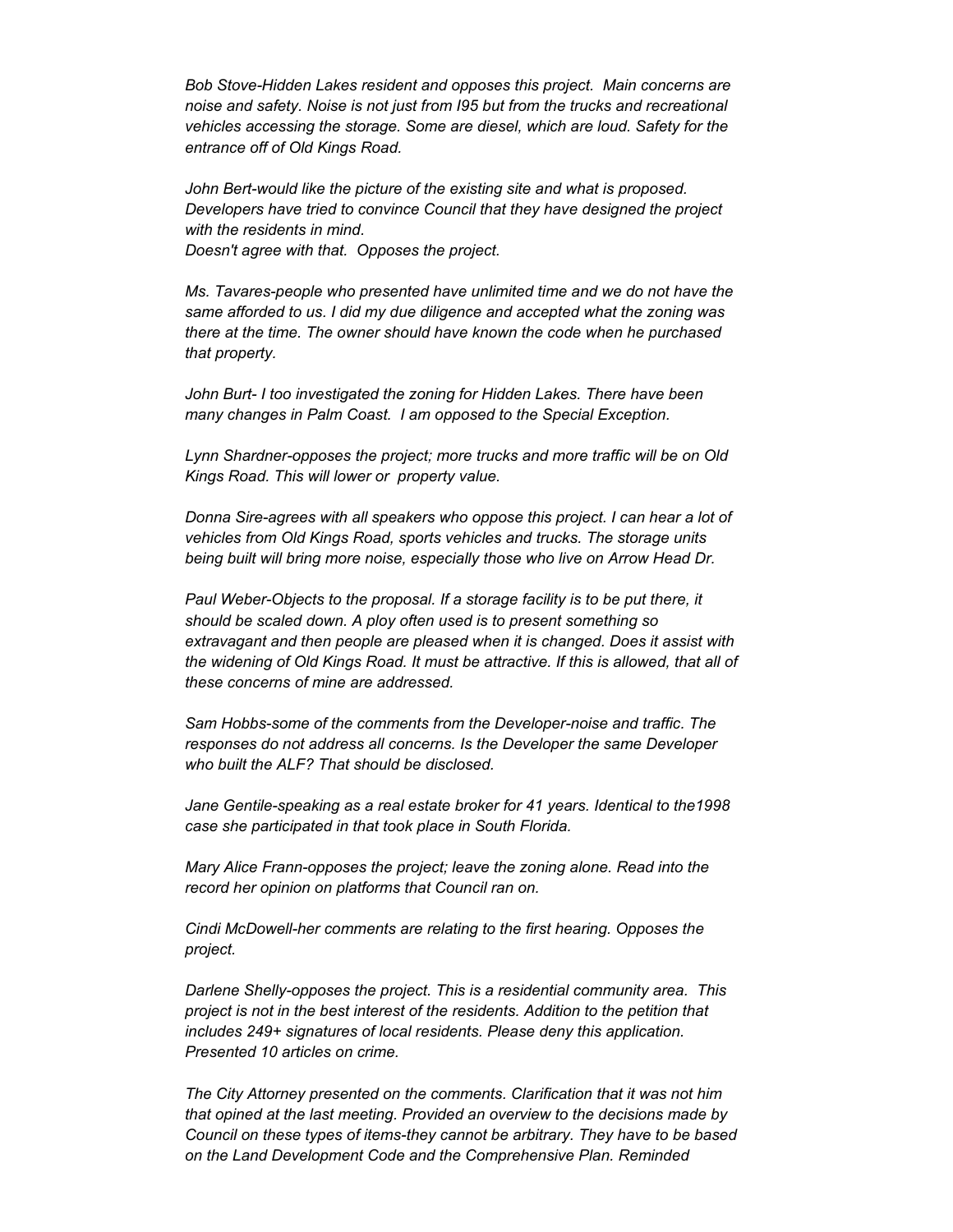*Bob Stove-Hidden Lakes resident and opposes this project. Main concerns are noise and safety. Noise is not just from I95 but from the trucks and recreational vehicles accessing the storage. Some are diesel, which are loud. Safety for the entrance off of Old Kings Road.*

*John Bert-would like the picture of the existing site and what is proposed. Developers have tried to convince Council that they have designed the project with the residents in mind.*
*Doesn't agree with that. Opposes the project.*

*Ms. Tavares-people who presented have unlimited time and we do not have the same afforded to us. I did my due diligence and accepted what the zoning was there at the time. The owner should have known the code when he purchased that property.*

*John Burt- I too investigated the zoning for Hidden Lakes. There have been many changes in Palm Coast. I am opposed to the Special Exception.*

*Lynn Shardner-opposes the project; more trucks and more traffic will be on Old Kings Road. This will lower or property value.*

*Donna Sire-agrees with all speakers who oppose this project. I can hear a lot of vehicles from Old Kings Road, sports vehicles and trucks. The storage units being built will bring more noise, especially those who live on Arrow Head Dr.*

*Paul Weber-Objects to the proposal. If a storage facility is to be put there, it should be scaled down. A ploy often used is to present something so extravagant and then people are pleased when it is changed. Does it assist with the widening of Old Kings Road. It must be attractive. If this is allowed, that all of these concerns of mine are addressed.*

*Sam Hobbs-some of the comments from the Developer-noise and traffic. The responses do not address all concerns. Is the Developer the same Developer who built the ALF? That should be disclosed.*

*Jane Gentile-speaking as a real estate broker for 41 years. Identical to the1998 case she participated in that took place in South Florida.*

*Mary Alice Frann-opposes the project; leave the zoning alone. Read into the record her opinion on platforms that Council ran on.*

*Cindi McDowell-her comments are relating to the first hearing. Opposes the project.*

*Darlene Shelly-opposes the project. This is a residential community area. This project is not in the best interest of the residents. Addition to the petition that includes 249+ signatures of local residents. Please deny this application. Presented 10 articles on crime.*

*The City Attorney presented on the comments. Clarification that it was not him that opined at the last meeting. Provided an overview to the decisions made by Council on these types of items-they cannot be arbitrary. They have to be based on the Land Development Code and the Comprehensive Plan. Reminded*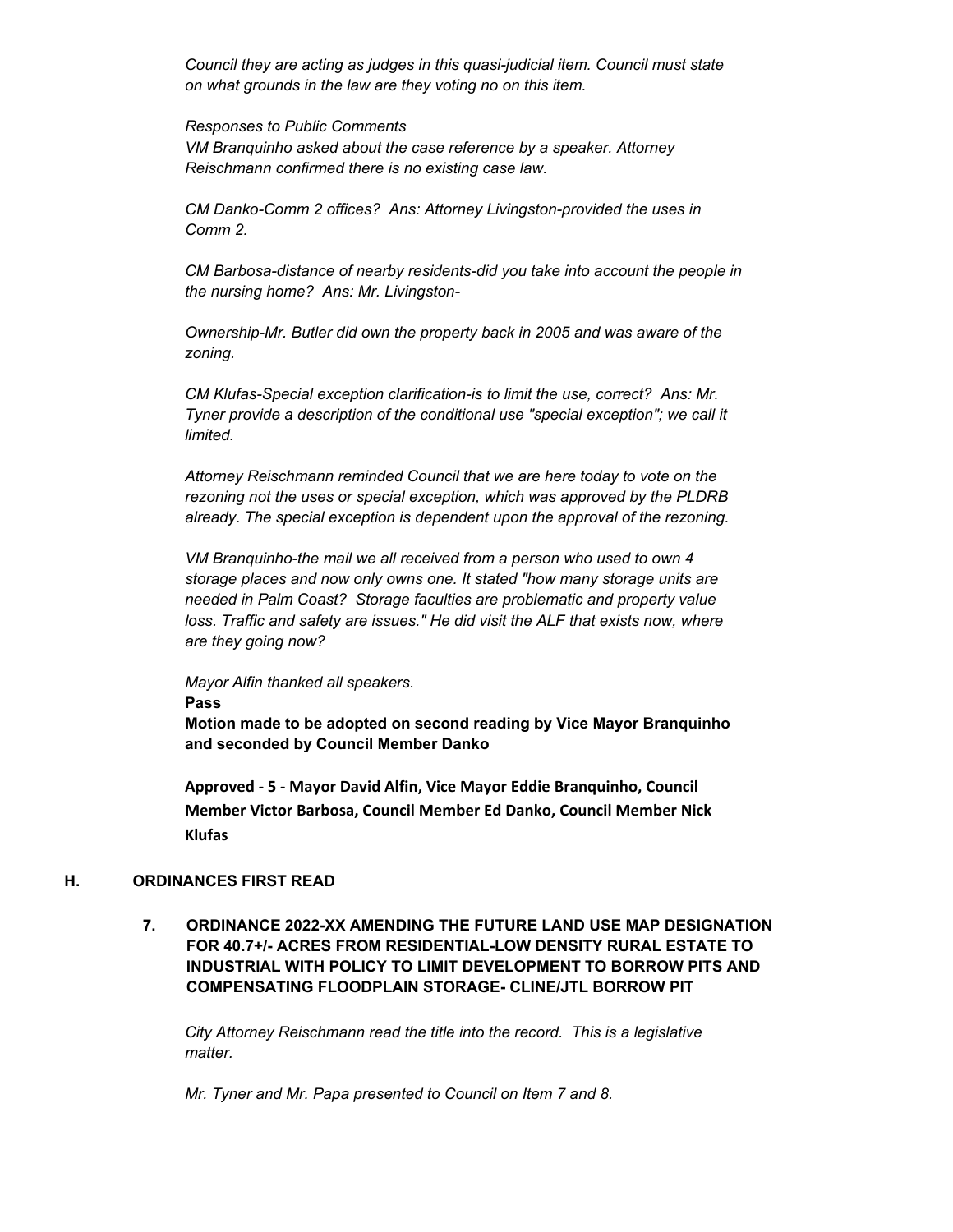*Council they are acting as judges in this quasi-judicial item. Council must state on what grounds in the law are they voting no on this item.*

*Responses to Public Comments*
*VM Branquinho asked about the case reference by a speaker. Attorney Reischmann confirmed there is no existing case law.*

*CM Danko-Comm 2 offices?  Ans: Attorney Livingston-provided the uses in Comm 2.*

*CM Barbosa-distance of nearby residents-did you take into account the people in the nursing home?  Ans: Mr. Livingston-*

*Ownership-Mr. Butler did own the property back in 2005 and was aware of the zoning.*

*CM Klufas-Special exception clarification-is to limit the use, correct?  Ans: Mr. Tyner provide a description of the conditional use "special exception"; we call it limited.*

*Attorney Reischmann reminded Council that we are here today to vote on the rezoning not the uses or special exception, which was approved by the PLDRB already. The special exception is dependent upon the approval of the rezoning.*

*VM Branquinho-the mail we all received from a person who used to own 4 storage places and now only owns one. It stated "how many storage units are needed in Palm Coast?  Storage faculties are problematic and property value loss. Traffic and safety are issues." He did visit the ALF that exists now, where are they going now?*

*Mayor Alfin thanked all speakers.*

**Pass**

**Motion made to be adopted on second reading by Vice Mayor Branquinho and seconded by Council Member Danko**

**Approved - 5 - Mayor David Alfin, Vice Mayor Eddie Branquinho, Council Member Victor Barbosa, Council Member Ed Danko, Council Member Nick Klufas**

## H. ORDINANCES FIRST READ

### 7. ORDINANCE 2022-XX AMENDING THE FUTURE LAND USE MAP DESIGNATION FOR 40.7+/- ACRES FROM RESIDENTIAL-LOW DENSITY RURAL ESTATE TO INDUSTRIAL WITH POLICY TO LIMIT DEVELOPMENT TO BORROW PITS AND COMPENSATING FLOODPLAIN STORAGE- CLINE/JTL BORROW PIT

*City Attorney Reischmann read the title into the record.  This is a legislative matter.*

*Mr. Tyner and Mr. Papa presented to Council on Item 7 and 8.*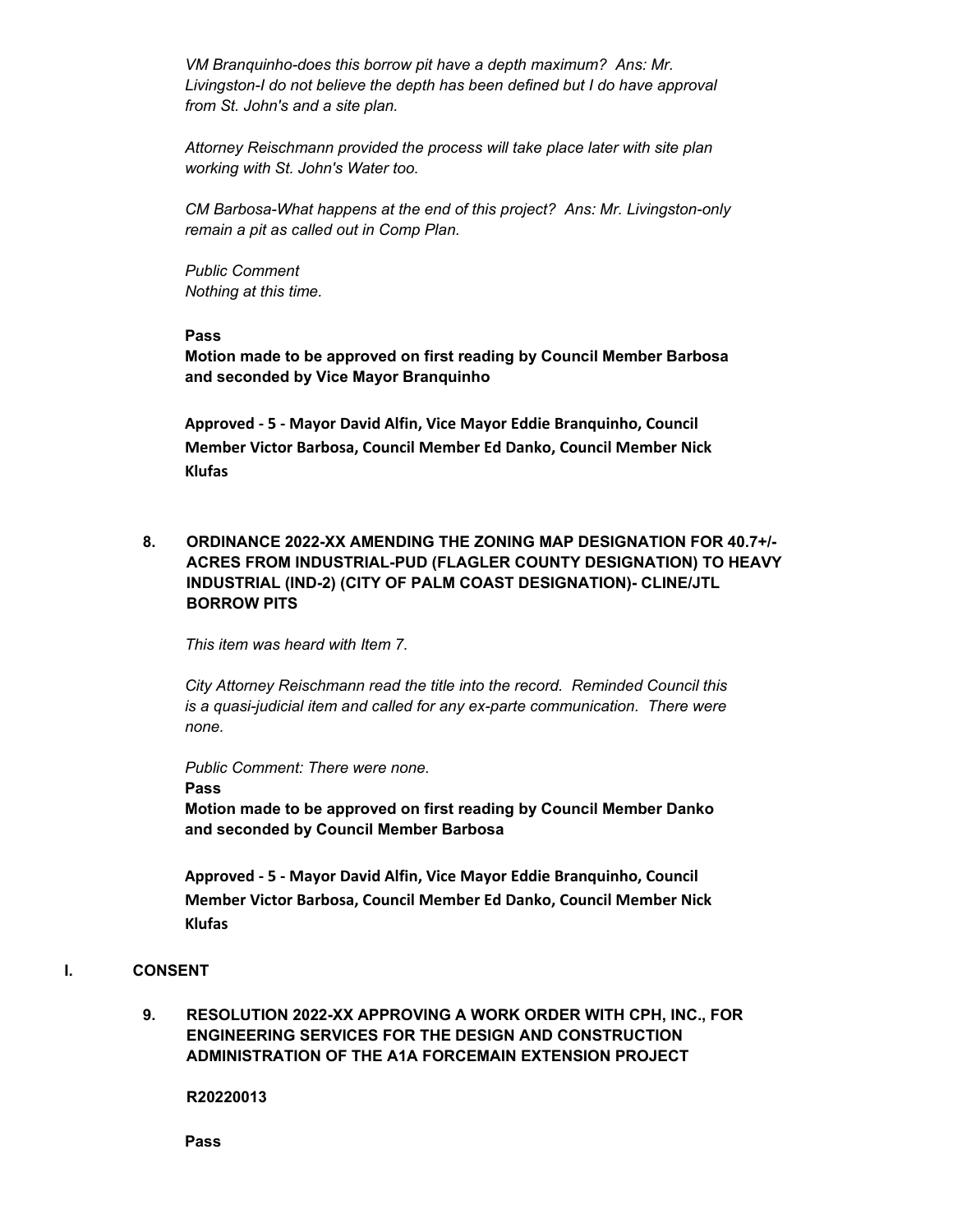*VM Branquinho-does this borrow pit have a depth maximum? Ans: Mr. Livingston-I do not believe the depth has been defined but I do have approval from St. John's and a site plan.*

*Attorney Reischmann provided the process will take place later with site plan working with St. John's Water too.*

*CM Barbosa-What happens at the end of this project? Ans: Mr. Livingston-only remain a pit as called out in Comp Plan.*

*Public Comment*
*Nothing at this time.*

**Pass**
**Motion made to be approved on first reading by Council Member Barbosa and seconded by Vice Mayor Branquinho**

**Approved - 5 - Mayor David Alfin, Vice Mayor Eddie Branquinho, Council Member Victor Barbosa, Council Member Ed Danko, Council Member Nick Klufas**

**8. ORDINANCE 2022-XX AMENDING THE ZONING MAP DESIGNATION FOR 40.7+/- ACRES FROM INDUSTRIAL-PUD (FLAGLER COUNTY DESIGNATION) TO HEAVY INDUSTRIAL (IND-2) (CITY OF PALM COAST DESIGNATION)- CLINE/JTL BORROW PITS**

*This item was heard with Item 7.*

*City Attorney Reischmann read the title into the record. Reminded Council this is a quasi-judicial item and called for any ex-parte communication. There were none.*

*Public Comment: There were none.*

**Pass**
**Motion made to be approved on first reading by Council Member Danko and seconded by Council Member Barbosa**

**Approved - 5 - Mayor David Alfin, Vice Mayor Eddie Branquinho, Council Member Victor Barbosa, Council Member Ed Danko, Council Member Nick Klufas**

## I. CONSENT

**9. RESOLUTION 2022-XX APPROVING A WORK ORDER WITH CPH, INC., FOR ENGINEERING SERVICES FOR THE DESIGN AND CONSTRUCTION ADMINISTRATION OF THE A1A FORCEMAIN EXTENSION PROJECT**

**R20220013**

**Pass**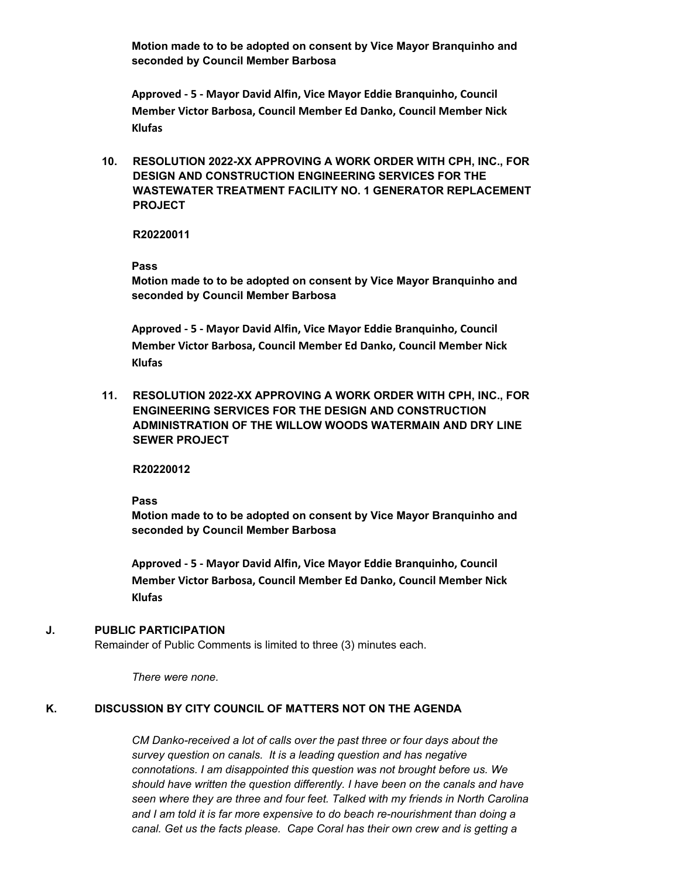**Motion made to to be adopted on consent by Vice Mayor Branquinho and seconded by Council Member Barbosa**

**Approved - 5 - Mayor David Alfin, Vice Mayor Eddie Branquinho, Council Member Victor Barbosa, Council Member Ed Danko, Council Member Nick Klufas**

**10. RESOLUTION 2022-XX APPROVING A WORK ORDER WITH CPH, INC., FOR DESIGN AND CONSTRUCTION ENGINEERING SERVICES FOR THE WASTEWATER TREATMENT FACILITY NO. 1 GENERATOR REPLACEMENT PROJECT**

**R20220011**

**Pass**

**Motion made to to be adopted on consent by Vice Mayor Branquinho and seconded by Council Member Barbosa**

**Approved - 5 - Mayor David Alfin, Vice Mayor Eddie Branquinho, Council Member Victor Barbosa, Council Member Ed Danko, Council Member Nick Klufas**

**11. RESOLUTION 2022-XX APPROVING A WORK ORDER WITH CPH, INC., FOR ENGINEERING SERVICES FOR THE DESIGN AND CONSTRUCTION ADMINISTRATION OF THE WILLOW WOODS WATERMAIN AND DRY LINE SEWER PROJECT**

**R20220012**

**Pass**

**Motion made to to be adopted on consent by Vice Mayor Branquinho and seconded by Council Member Barbosa**

**Approved - 5 - Mayor David Alfin, Vice Mayor Eddie Branquinho, Council Member Victor Barbosa, Council Member Ed Danko, Council Member Nick Klufas**

## J. PUBLIC PARTICIPATION

Remainder of Public Comments is limited to three (3) minutes each.

*There were none.*

## K. DISCUSSION BY CITY COUNCIL OF MATTERS NOT ON THE AGENDA

*CM Danko-received a lot of calls over the past three or four days about the survey question on canals. It is a leading question and has negative connotations. I am disappointed this question was not brought before us. We should have written the question differently. I have been on the canals and have seen where they are three and four feet. Talked with my friends in North Carolina and I am told it is far more expensive to do beach re-nourishment than doing a canal. Get us the facts please. Cape Coral has their own crew and is getting a*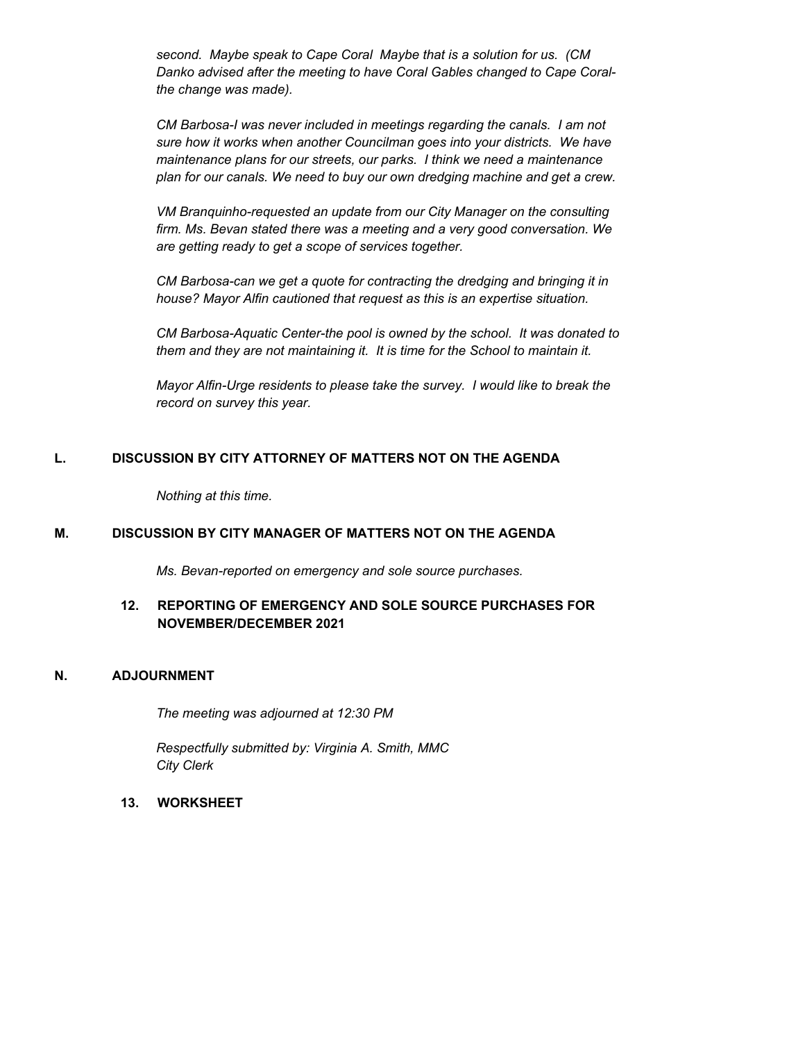*second. Maybe speak to Cape Coral Maybe that is a solution for us. (CM Danko advised after the meeting to have Coral Gables changed to Cape Coral- the change was made).*

*CM Barbosa-I was never included in meetings regarding the canals. I am not sure how it works when another Councilman goes into your districts. We have maintenance plans for our streets, our parks. I think we need a maintenance plan for our canals. We need to buy our own dredging machine and get a crew.*

*VM Branquinho-requested an update from our City Manager on the consulting firm. Ms. Bevan stated there was a meeting and a very good conversation. We are getting ready to get a scope of services together.*

*CM Barbosa-can we get a quote for contracting the dredging and bringing it in house? Mayor Alfin cautioned that request as this is an expertise situation.*

*CM Barbosa-Aquatic Center-the pool is owned by the school. It was donated to them and they are not maintaining it. It is time for the School to maintain it.*

*Mayor Alfin-Urge residents to please take the survey. I would like to break the record on survey this year.*

## L. DISCUSSION BY CITY ATTORNEY OF MATTERS NOT ON THE AGENDA

*Nothing at this time.*

## M. DISCUSSION BY CITY MANAGER OF MATTERS NOT ON THE AGENDA

*Ms. Bevan-reported on emergency and sole source purchases.*

### 12. REPORTING OF EMERGENCY AND SOLE SOURCE PURCHASES FOR NOVEMBER/DECEMBER 2021

## N. ADJOURNMENT

*The meeting was adjourned at 12:30 PM*

*Respectfully submitted by: Virginia A. Smith, MMC*
*City Clerk*

### 13. WORKSHEET